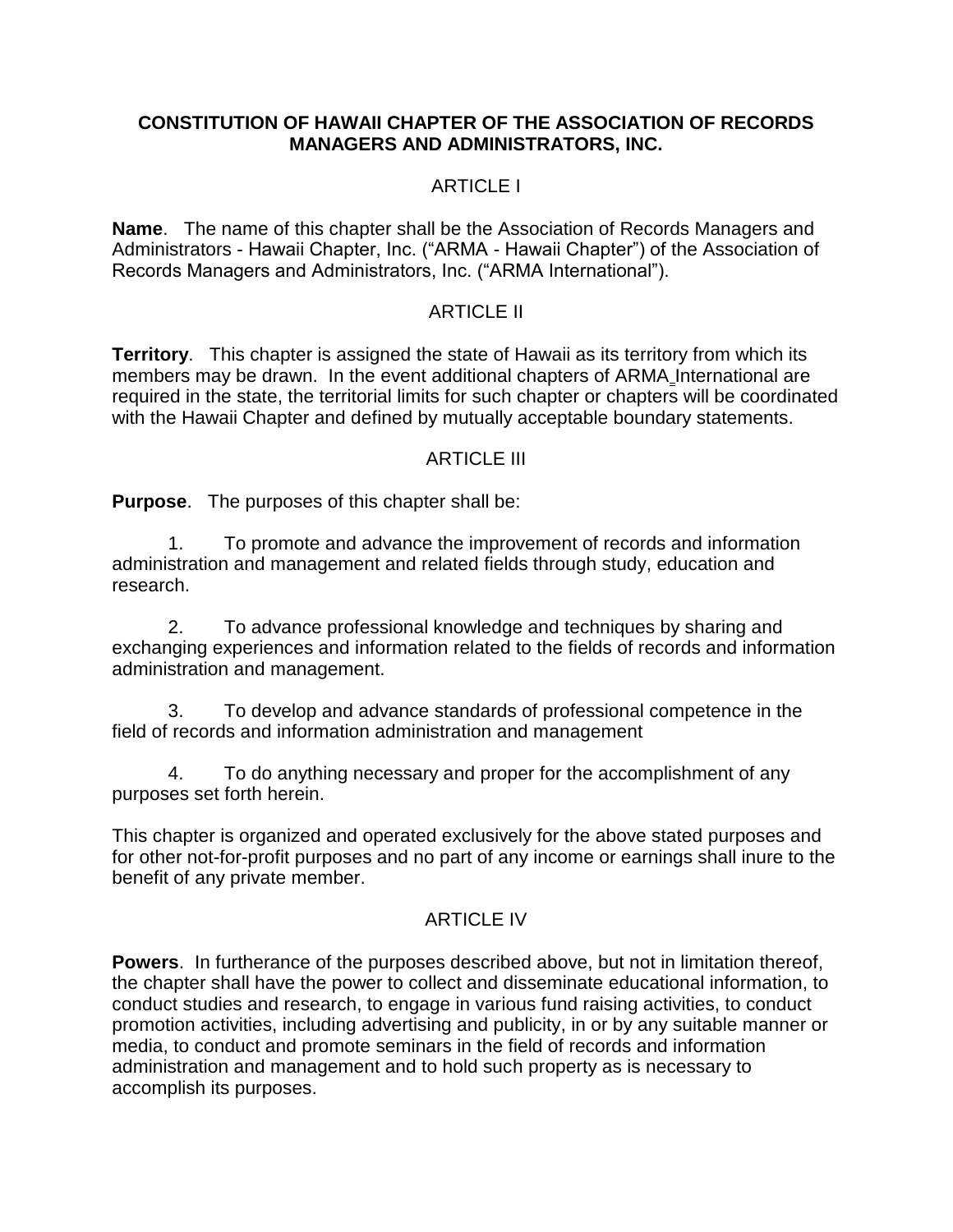# CONSTITUTION OF HAWAII CHAPTER OF THE ASSOCIATION OF RECORDS MANAGERS AND ADMINISTRATORS, INC.

## ARTICLE I

**Name**. The name of this chapter shall be the Association of Records Managers and Administrators - Hawaii Chapter, Inc. ("ARMA - Hawaii Chapter") of the Association of Records Managers and Administrators, Inc. ("ARMA International").

## ARTICLE II

**Territory**. This chapter is assigned the state of Hawaii as its territory from which its members may be drawn. In the event additional chapters of ARMA International are required in the state, the territorial limits for such chapter or chapters will be coordinated with the Hawaii Chapter and defined by mutually acceptable boundary statements.

## ARTICLE III

**Purpose**. The purposes of this chapter shall be:

1. To promote and advance the improvement of records and information administration and management and related fields through study, education and research.

2. To advance professional knowledge and techniques by sharing and exchanging experiences and information related to the fields of records and information administration and management.

3. To develop and advance standards of professional competence in the field of records and information administration and management

4. To do anything necessary and proper for the accomplishment of any purposes set forth herein.

This chapter is organized and operated exclusively for the above stated purposes and for other not-for-profit purposes and no part of any income or earnings shall inure to the benefit of any private member.

## ARTICLE IV

**Powers**. In furtherance of the purposes described above, but not in limitation thereof, the chapter shall have the power to collect and disseminate educational information, to conduct studies and research, to engage in various fund raising activities, to conduct promotion activities, including advertising and publicity, in or by any suitable manner or media, to conduct and promote seminars in the field of records and information administration and management and to hold such property as is necessary to accomplish its purposes.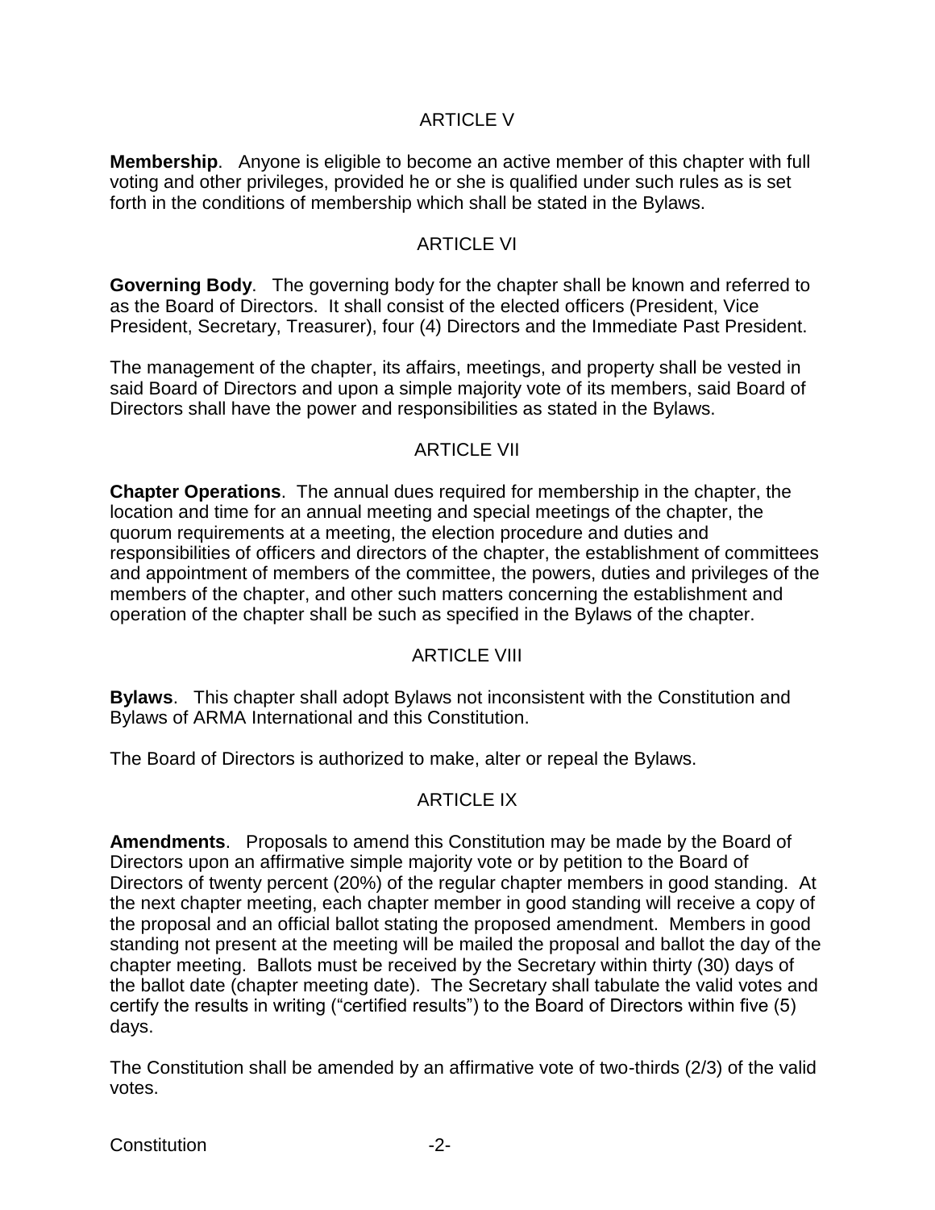## ARTICLE V

**Membership**. Anyone is eligible to become an active member of this chapter with full voting and other privileges, provided he or she is qualified under such rules as is set forth in the conditions of membership which shall be stated in the Bylaws.

## ARTICLE VI

**Governing Body**. The governing body for the chapter shall be known and referred to as the Board of Directors. It shall consist of the elected officers (President, Vice President, Secretary, Treasurer), four (4) Directors and the Immediate Past President.

The management of the chapter, its affairs, meetings, and property shall be vested in said Board of Directors and upon a simple majority vote of its members, said Board of Directors shall have the power and responsibilities as stated in the Bylaws.

## ARTICLE VII

**Chapter Operations**. The annual dues required for membership in the chapter, the location and time for an annual meeting and special meetings of the chapter, the quorum requirements at a meeting, the election procedure and duties and responsibilities of officers and directors of the chapter, the establishment of committees and appointment of members of the committee, the powers, duties and privileges of the members of the chapter, and other such matters concerning the establishment and operation of the chapter shall be such as specified in the Bylaws of the chapter.

## ARTICLE VIII

**Bylaws**. This chapter shall adopt Bylaws not inconsistent with the Constitution and Bylaws of ARMA International and this Constitution.

The Board of Directors is authorized to make, alter or repeal the Bylaws.

## ARTICLE IX

**Amendments**. Proposals to amend this Constitution may be made by the Board of Directors upon an affirmative simple majority vote or by petition to the Board of Directors of twenty percent (20%) of the regular chapter members in good standing. At the next chapter meeting, each chapter member in good standing will receive a copy of the proposal and an official ballot stating the proposed amendment. Members in good standing not present at the meeting will be mailed the proposal and ballot the day of the chapter meeting. Ballots must be received by the Secretary within thirty (30) days of the ballot date (chapter meeting date). The Secretary shall tabulate the valid votes and certify the results in writing ("certified results") to the Board of Directors within five (5) days.

The Constitution shall be amended by an affirmative vote of two-thirds (2/3) of the valid votes.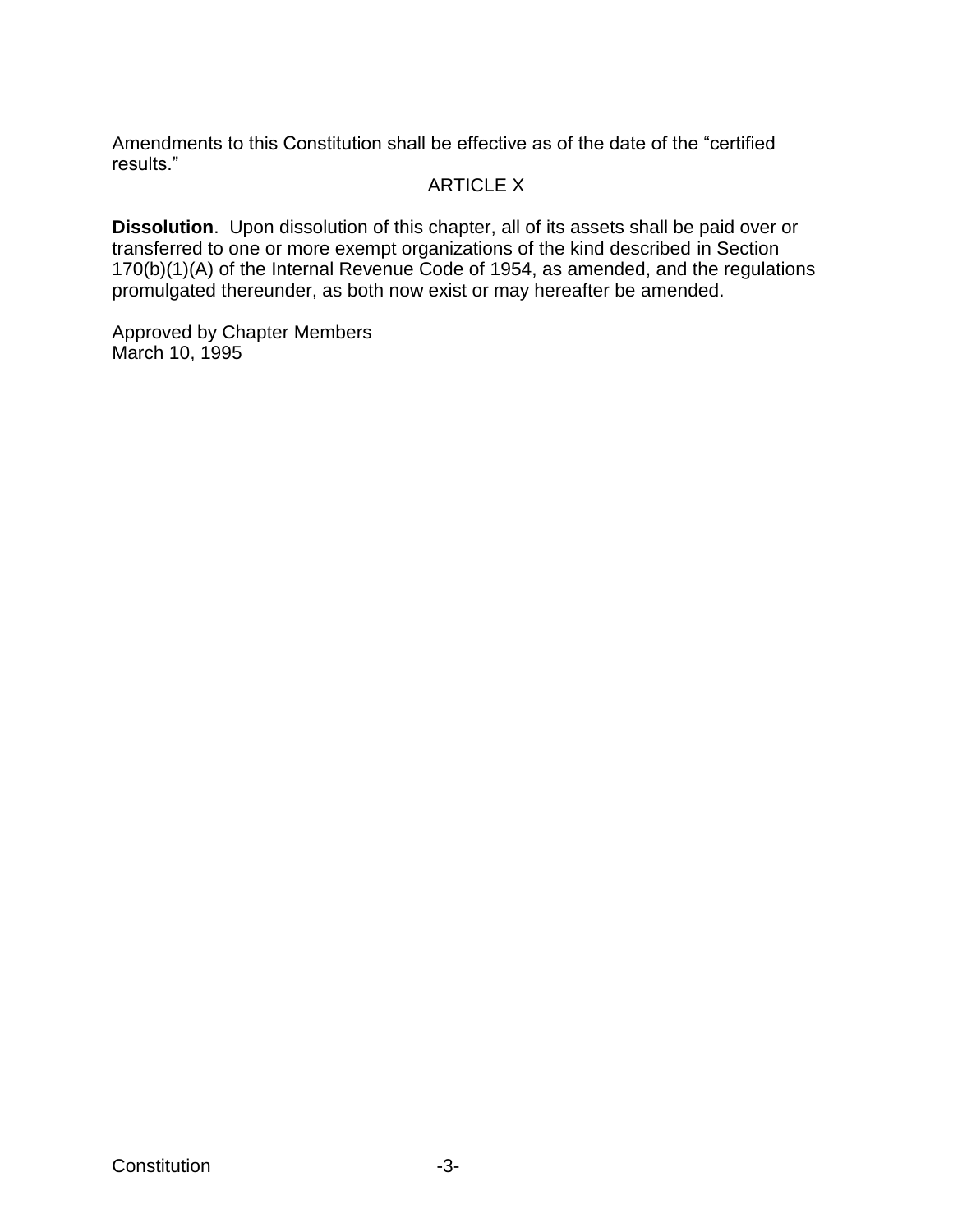Amendments to this Constitution shall be effective as of the date of the “certified results.”

## ARTICLE X

**Dissolution**. Upon dissolution of this chapter, all of its assets shall be paid over or transferred to one or more exempt organizations of the kind described in Section 170(b)(1)(A) of the Internal Revenue Code of 1954, as amended, and the regulations promulgated thereunder, as both now exist or may hereafter be amended.

Approved by Chapter Members
March 10, 1995